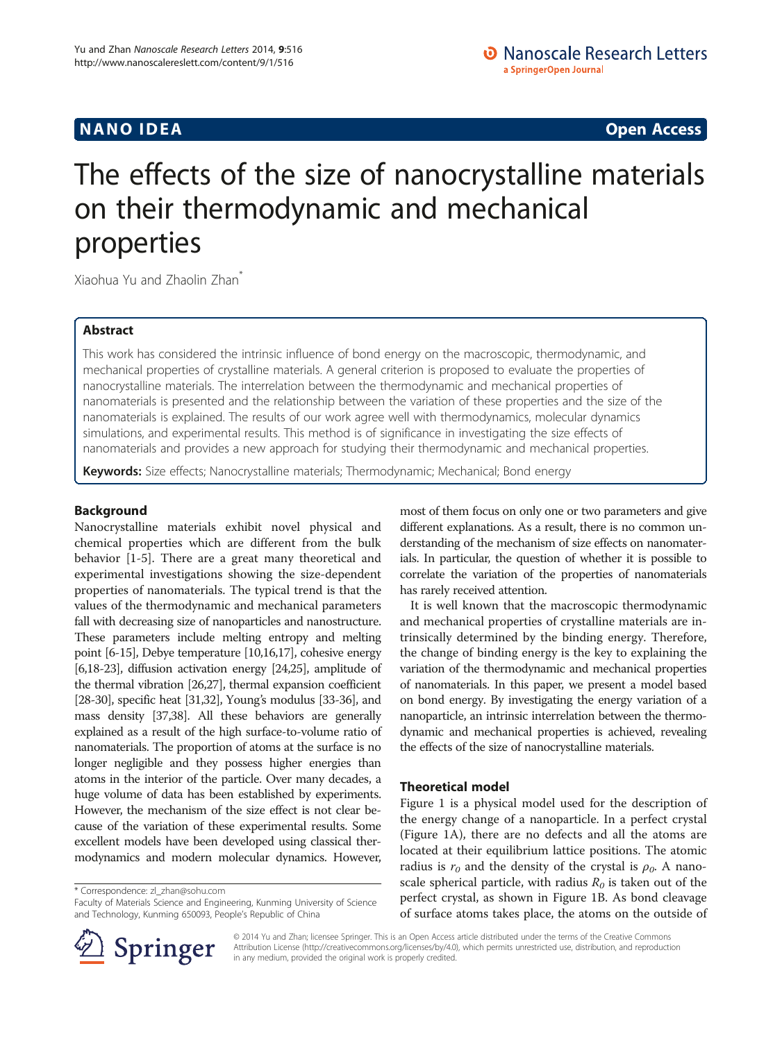NANO IDEA

Open Access

# The effects of the size of nanocrystalline materials on their thermodynamic and mechanical properties

Xiaohua Yu and Zhaolin Zhan*

## Abstract

This work has considered the intrinsic influence of bond energy on the macroscopic, thermodynamic, and mechanical properties of crystalline materials. A general criterion is proposed to evaluate the properties of nanocrystalline materials. The interrelation between the thermodynamic and mechanical properties of nanomaterials is presented and the relationship between the variation of these properties and the size of the nanomaterials is explained. The results of our work agree well with thermodynamics, molecular dynamics simulations, and experimental results. This method is of significance in investigating the size effects of nanomaterials and provides a new approach for studying their thermodynamic and mechanical properties.

**Keywords:** Size effects; Nanocrystalline materials; Thermodynamic; Mechanical; Bond energy

## Background

Nanocrystalline materials exhibit novel physical and chemical properties which are different from the bulk behavior [1-5]. There are a great many theoretical and experimental investigations showing the size-dependent properties of nanomaterials. The typical trend is that the values of the thermodynamic and mechanical parameters fall with decreasing size of nanoparticles and nanostructure. These parameters include melting entropy and melting point [6-15], Debye temperature [10,16,17], cohesive energy [6,18-23], diffusion activation energy [24,25], amplitude of the thermal vibration [26,27], thermal expansion coefficient [28-30], specific heat [31,32], Young's modulus [33-36], and mass density [37,38]. All these behaviors are generally explained as a result of the high surface-to-volume ratio of nanomaterials. The proportion of atoms at the surface is no longer negligible and they possess higher energies than atoms in the interior of the particle. Over many decades, a huge volume of data has been established by experiments. However, the mechanism of the size effect is not clear because of the variation of these experimental results. Some excellent models have been developed using classical thermodynamics and modern molecular dynamics. However, most of them focus on only one or two parameters and give different explanations. As a result, there is no common understanding of the mechanism of size effects on nanomaterials. In particular, the question of whether it is possible to correlate the variation of the properties of nanomaterials has rarely received attention.

It is well known that the macroscopic thermodynamic and mechanical properties of crystalline materials are intrinsically determined by the binding energy. Therefore, the change of binding energy is the key to explaining the variation of the thermodynamic and mechanical properties of nanomaterials. In this paper, we present a model based on bond energy. By investigating the energy variation of a nanoparticle, an intrinsic interrelation between the thermodynamic and mechanical properties is achieved, revealing the effects of the size of nanocrystalline materials.

## Theoretical model

Figure 1 is a physical model used for the description of the energy change of a nanoparticle. In a perfect crystal (Figure 1A), there are no defects and all the atoms are located at their equilibrium lattice positions. The atomic radius is $r_0$ and the density of the crystal is $\rho_0$. A nanoscale spherical particle, with radius $R_0$ is taken out of the perfect crystal, as shown in Figure 1B. As bond cleavage of surface atoms takes place, the atoms on the outside of

\* Correspondence: zl_zhan@sohu.com
Faculty of Materials Science and Engineering, Kunming University of Science and Technology, Kunming 650093, People's Republic of China

© 2014 Yu and Zhan; licensee Springer. This is an Open Access article distributed under the terms of the Creative Commons Attribution License (http://creativecommons.org/licenses/by/4.0), which permits unrestricted use, distribution, and reproduction in any medium, provided the original work is properly credited.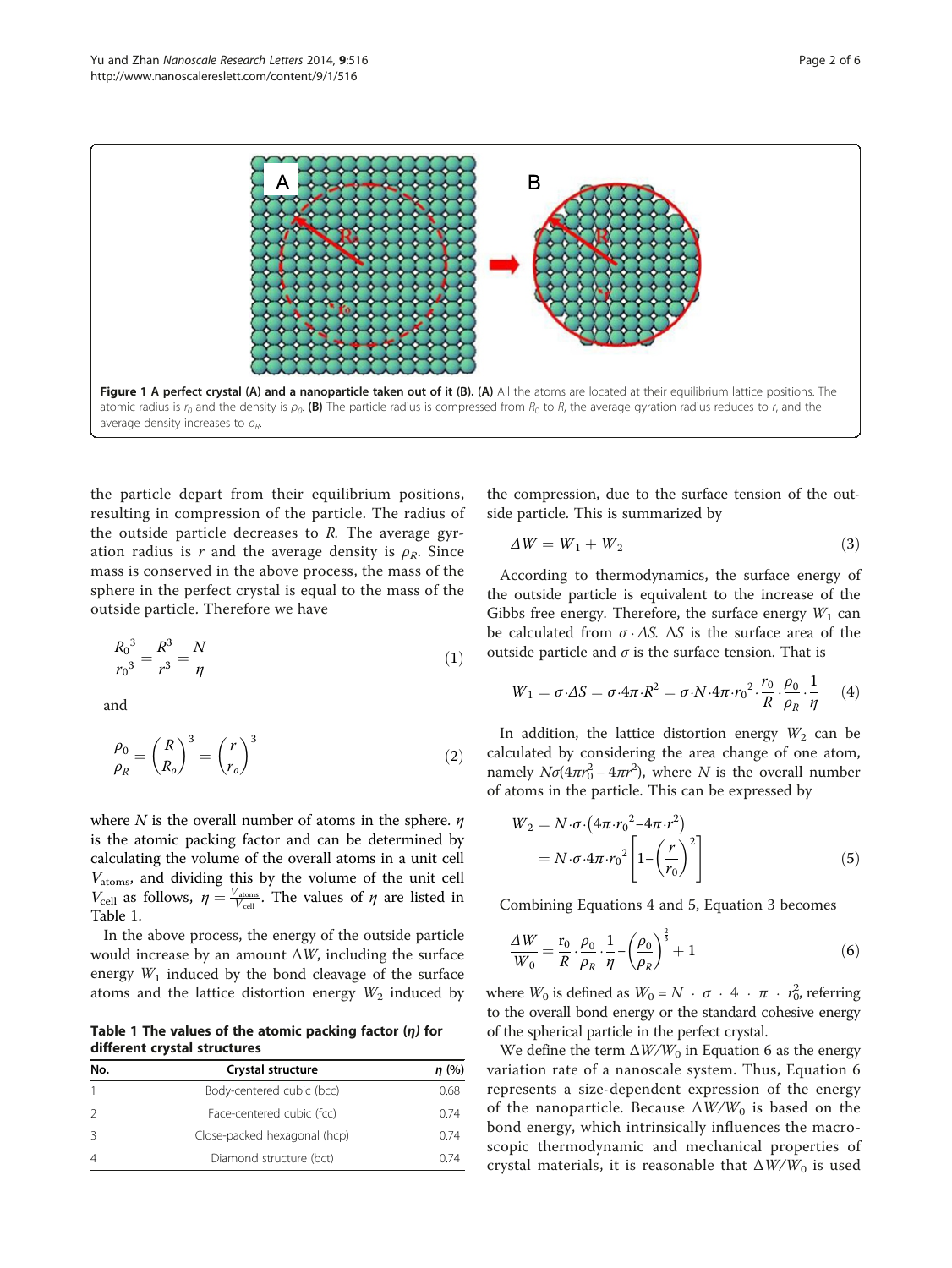**Figure 1 A perfect crystal (A) and a nanoparticle taken out of it (B). (A)** All the atoms are located at their equilibrium lattice positions. The atomic radius is $r_0$ and the density is $\rho_0$. **(B)** The particle radius is compressed from $R_0$ to $R$, the average gyration radius reduces to $r$, and the average density increases to $\rho_R$.

the particle depart from their equilibrium positions, resulting in compression of the particle. The radius of the outside particle decreases to $R$. The average gyration radius is $r$ and the average density is $\rho_R$. Since mass is conserved in the above process, the mass of the sphere in the perfect crystal is equal to the mass of the outside particle. Therefore we have

$$\frac{R_0{}^3}{r_0{}^3} = \frac{R^3}{r^3} = \frac{N}{\eta} \tag{1}$$

and

$$\frac{\rho_0}{\rho_R} = \left(\frac{R}{R_o}\right)^3 = \left(\frac{r}{r_o}\right)^3 \tag{2}$$

where $N$ is the overall number of atoms in the sphere. $\eta$ is the atomic packing factor and can be determined by calculating the volume of the overall atoms in a unit cell $V_{\text{atoms}}$, and dividing this by the volume of the unit cell $V_{\text{cell}}$ as follows, $\eta = \frac{V_{\text{atoms}}}{V_{\text{cell}}}$. The values of $\eta$ are listed in Table 1.

In the above process, the energy of the outside particle would increase by an amount $\Delta W$, including the surface energy $W_1$ induced by the bond cleavage of the surface atoms and the lattice distortion energy $W_2$ induced by the compression, due to the surface tension of the outside particle. This is summarized by

$$\Delta W = W_1 + W_2 \tag{3}$$

According to thermodynamics, the surface energy of the outside particle is equivalent to the increase of the Gibbs free energy. Therefore, the surface energy $W_1$ can be calculated from $\sigma \cdot \Delta S$. $\Delta S$ is the surface area of the outside particle and $\sigma$ is the surface tension. That is

$$W_1 = \sigma \cdot \Delta S = \sigma \cdot 4\pi \cdot R^2 = \sigma \cdot N \cdot 4\pi \cdot r_0{}^2 \cdot \frac{r_0}{R} \cdot \frac{\rho_0}{\rho_R} \cdot \frac{1}{\eta} \tag{4}$$

In addition, the lattice distortion energy $W_2$ can be calculated by considering the area change of one atom, namely $N\sigma(4\pi r_0^2 - 4\pi r^2)$, where $N$ is the overall number of atoms in the particle. This can be expressed by

$$\begin{aligned} W_2 &= N \cdot \sigma \cdot \left(4\pi \cdot r_0{}^2 - 4\pi \cdot r^2\right) \\ &= N \cdot \sigma \cdot 4\pi \cdot r_0{}^2 \left[1 - \left(\frac{r}{r_0}\right)^2\right] \end{aligned} \tag{5}$$

Combining Equations 4 and 5, Equation 3 becomes

$$\frac{\Delta W}{W_0} = \frac{r_0}{R} \cdot \frac{\rho_0}{\rho_R} \cdot \frac{1}{\eta} - \left(\frac{\rho_0}{\rho_R}\right)^{\frac{2}{3}} + 1 \tag{6}$$

where $W_0$ is defined as $W_0 = N \cdot \sigma \cdot 4 \cdot \pi \cdot r_0^2$, referring to the overall bond energy or the standard cohesive energy of the spherical particle in the perfect crystal.

We define the term $\Delta W/W_0$ in Equation 6 as the energy variation rate of a nanoscale system. Thus, Equation 6 represents a size-dependent expression of the energy of the nanoparticle. Because $\Delta W/W_0$ is based on the bond energy, which intrinsically influences the macroscopic thermodynamic and mechanical properties of crystal materials, it is reasonable that $\Delta W/W_0$ is used

**Table 1 The values of the atomic packing factor ($\eta$) for different crystal structures**

| No. | Crystal structure | $\eta$ (%) |
|---|---|---|
| 1 | Body-centered cubic (bcc) | 0.68 |
| 2 | Face-centered cubic (fcc) | 0.74 |
| 3 | Close-packed hexagonal (hcp) | 0.74 |
| 4 | Diamond structure (bct) | 0.74 |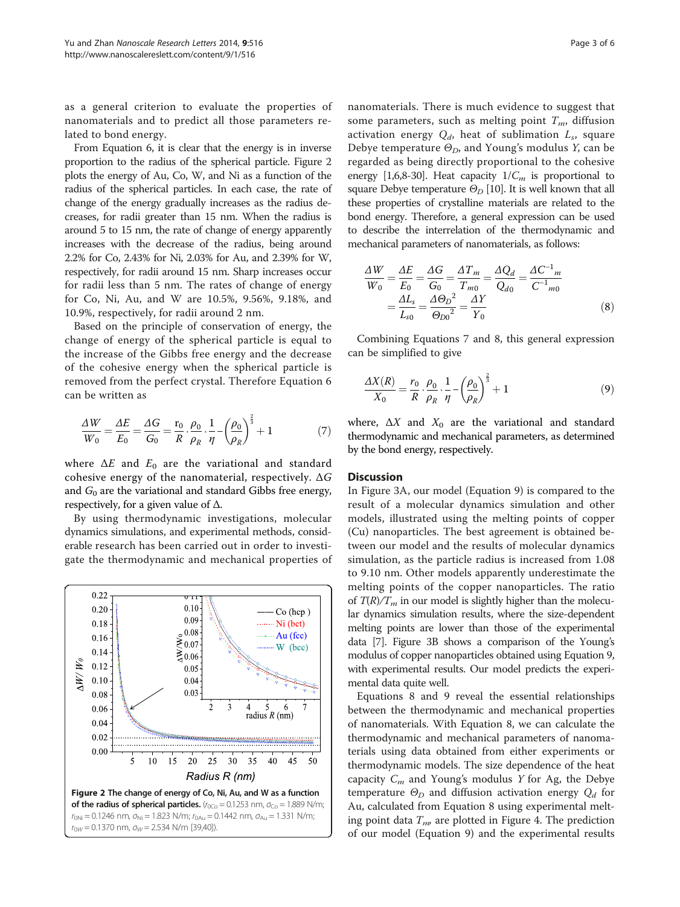as a general criterion to evaluate the properties of nanomaterials and to predict all those parameters related to bond energy.

From Equation 6, it is clear that the energy is in inverse proportion to the radius of the spherical particle. Figure 2 plots the energy of Au, Co, W, and Ni as a function of the radius of the spherical particle. In each case, the rate of change of the energy gradually increases as the radius decreases, for radii greater than 15 nm. When the radius is around 5 to 15 nm, the rate of change of energy apparently increases with the decrease of the radius, being around 2.2% for Co, 2.43% for Ni, 2.03% for Au, and 2.39% for W, respectively, for radii around 15 nm. Sharp increases occur for radii less than 5 nm. The rates of change of energy for Co, Ni, Au, and W are 10.5%, 9.56%, 9.18%, and 10.9%, respectively, for radii around 2 nm.

Based on the principle of conservation of energy, the change of energy of the spherical particle is equal to the increase of the Gibbs free energy and the decrease of the cohesive energy when the spherical particle is removed from the perfect crystal. Therefore Equation 6 can be written as

$$\frac{\Delta W}{W_0} = \frac{\Delta E}{E_0} = \frac{\Delta G}{G_0} = \frac{\mathrm{r}_0}{R} \cdot \frac{\rho_0}{\rho_R} \cdot \frac{1}{\eta} - \left(\frac{\rho_0}{\rho_R}\right)^{\frac{2}{3}} + 1 \tag{7}$$

where $\Delta E$ and $E_0$ are the variational and standard cohesive energy of the nanomaterial, respectively. $\Delta G$ and $G_0$ are the variational and standard Gibbs free energy, respectively, for a given value of $\Delta$.

By using thermodynamic investigations, molecular dynamics simulations, and experimental methods, considerable research has been carried out in order to investigate the thermodynamic and mechanical properties of nanomaterials. There is much evidence to suggest that some parameters, such as melting point $T_m$, diffusion activation energy $Q_d$, heat of sublimation $L_s$, square Debye temperature $\Theta_D$, and Young's modulus $Y$, can be regarded as being directly proportional to the cohesive energy [1,6,8-30]. Heat capacity $1/C_m$ is proportional to square Debye temperature $\Theta_D$ [10]. It is well known that all these properties of crystalline materials are related to the bond energy. Therefore, a general expression can be used to describe the interrelation of the thermodynamic and mechanical parameters of nanomaterials, as follows:

$$\frac{\Delta W}{W_0} = \frac{\Delta E}{E_0} = \frac{\Delta G}{G_0} = \frac{\Delta T_m}{T_{m0}} = \frac{\Delta Q_d}{Q_{d0}} = \frac{\Delta C^{-1}{}_m}{C^{-1}{}_{m0}} = \frac{\Delta L_s}{L_{s0}} = \frac{\Delta {\Theta_D}^2}{{\Theta_{D0}}^2} = \frac{\Delta Y}{Y_0} \tag{8}$$

Combining Equations 7 and 8, this general expression can be simplified to give

$$\frac{\Delta X(R)}{X_0} = \frac{r_0}{R} \cdot \frac{\rho_0}{\rho_R} \cdot \frac{1}{\eta} - \left(\frac{\rho_0}{\rho_R}\right)^{\frac{2}{3}} + 1 \tag{9}$$

where, $\Delta X$ and $X_0$ are the variational and standard thermodynamic and mechanical parameters, as determined by the bond energy, respectively.

**Figure 2 The change of energy of Co, Ni, Au, and W as a function of the radius of spherical particles.** ($r_{0Co} = 0.1253$ nm, $\sigma_{Co} = 1.889$ N/m; $r_{0Ni} = 0.1246$ nm, $\sigma_{Ni} = 1.823$ N/m; $r_{0Au} = 0.1442$ nm, $\sigma_{Au} = 1.331$ N/m; $r_{0W} = 0.1370$ nm, $\sigma_{W} = 2.534$ N/m [39,40]).

## Discussion

In Figure 3A, our model (Equation 9) is compared to the result of a molecular dynamics simulation and other models, illustrated using the melting points of copper (Cu) nanoparticles. The best agreement is obtained between our model and the results of molecular dynamics simulation, as the particle radius is increased from 1.08 to 9.10 nm. Other models apparently underestimate the melting points of the copper nanoparticles. The ratio of $T(R)/T_m$ in our model is slightly higher than the molecular dynamics simulation results, where the size-dependent melting points are lower than those of the experimental data [7]. Figure 3B shows a comparison of the Young's modulus of copper nanoparticles obtained using Equation 9, with experimental results. Our model predicts the experimental data quite well.

Equations 8 and 9 reveal the essential relationships between the thermodynamic and mechanical properties of nanomaterials. With Equation 8, we can calculate the thermodynamic and mechanical parameters of nanomaterials using data obtained from either experiments or thermodynamic models. The size dependence of the heat capacity $C_m$ and Young's modulus $Y$ for Ag, the Debye temperature $\Theta_D$ and diffusion activation energy $Q_d$ for Au, calculated from Equation 8 using experimental melting point data $T_m$, are plotted in Figure 4. The prediction of our model (Equation 9) and the experimental results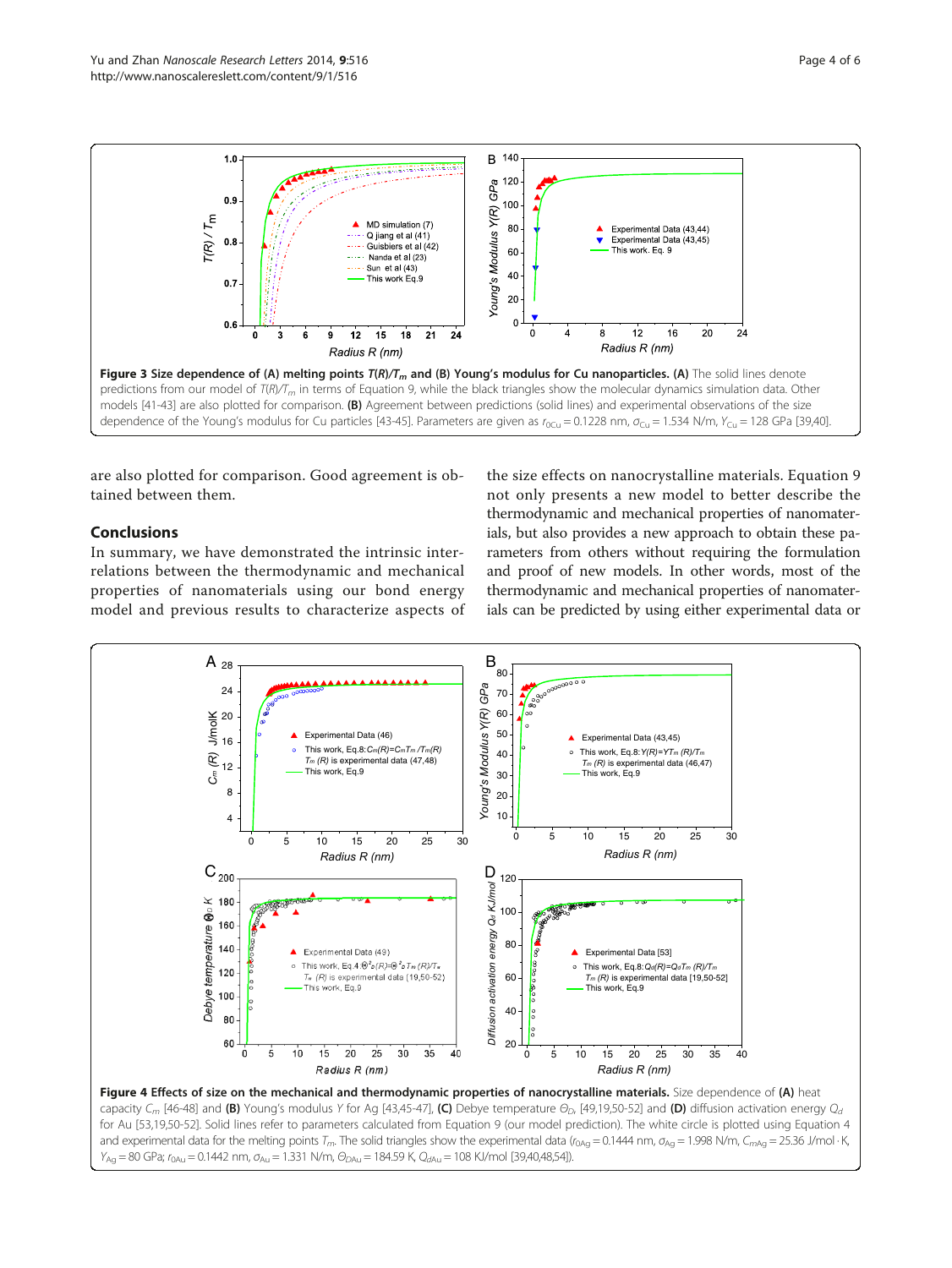**Figure 3 Size dependence of (A) melting points $T(R)/T_m$ and (B) Young's modulus for Cu nanoparticles. (A)** The solid lines denote predictions from our model of $T(R)/T_m$ in terms of Equation 9, while the black triangles show the molecular dynamics simulation data. Other models [41-43] are also plotted for comparison. **(B)** Agreement between predictions (solid lines) and experimental observations of the size dependence of the Young's modulus for Cu particles [43-45]. Parameters are given as $r_{0Cu} = 0.1228$ nm, $\sigma_{Cu} = 1.534$ N/m, $Y_{Cu} = 128$ GPa [39,40].

are also plotted for comparison. Good agreement is obtained between them.

## Conclusions

In summary, we have demonstrated the intrinsic interrelations between the thermodynamic and mechanical properties of nanomaterials using our bond energy model and previous results to characterize aspects of the size effects on nanocrystalline materials. Equation 9 not only presents a new model to better describe the thermodynamic and mechanical properties of nanomaterials, but also provides a new approach to obtain these parameters from others without requiring the formulation and proof of new models. In other words, most of the thermodynamic and mechanical properties of nanomaterials can be predicted by using either experimental data or

**Figure 4 Effects of size on the mechanical and thermodynamic properties of nanocrystalline materials.** Size dependence of **(A)** heat capacity $C_m$ [46-48] and **(B)** Young's modulus $Y$ for Ag [43,45-47], **(C)** Debye temperature $\Theta_D$ [49,19,50-52] and **(D)** diffusion activation energy $Q_d$ for Au [53,19,50-52]. Solid lines refer to parameters calculated from Equation 9 (our model prediction). The white circle is plotted using Equation 4 and experimental data for the melting points $T_m$. The solid triangles show the experimental data ($r_{0Ag} = 0.1444$ nm, $\sigma_{Ag} = 1.998$ N/m, $C_{mAg} = 25.36$ J/mol · K, $Y_{Ag} = 80$ GPa; $r_{0Au} = 0.1442$ nm, $\sigma_{Au} = 1.331$ N/m, $\Theta_{DAu} = 184.59$ K, $Q_{dAu} = 108$ KJ/mol [39,40,48,54]).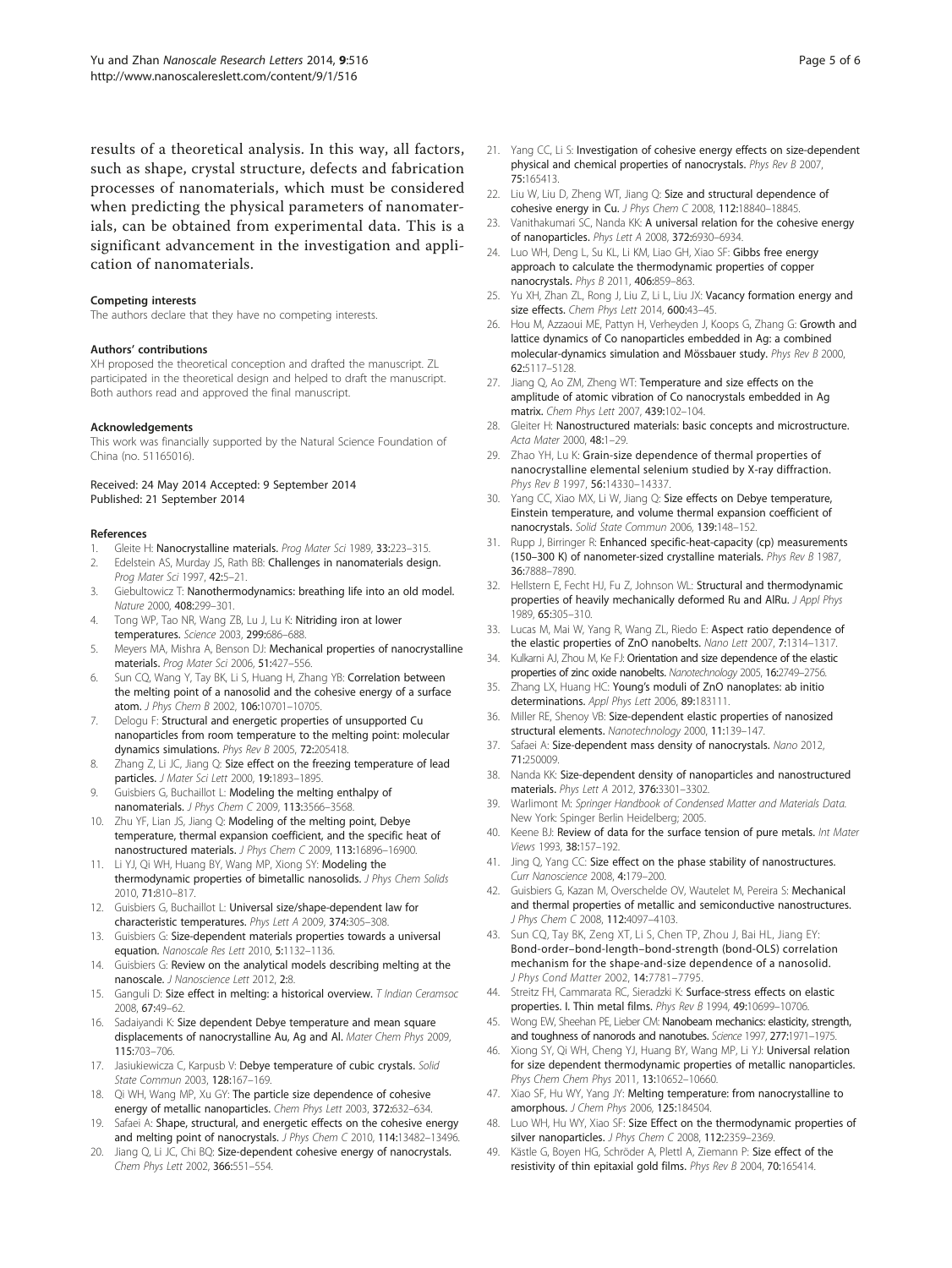results of a theoretical analysis. In this way, all factors, such as shape, crystal structure, defects and fabrication processes of nanomaterials, which must be considered when predicting the physical parameters of nanomaterials, can be obtained from experimental data. This is a significant advancement in the investigation and application of nanomaterials.

#### Competing interests

The authors declare that they have no competing interests.

#### Authors' contributions

XH proposed the theoretical conception and drafted the manuscript. ZL participated in the theoretical design and helped to draft the manuscript. Both authors read and approved the final manuscript.

#### Acknowledgements

This work was financially supported by the Natural Science Foundation of China (no. 51165016).

Received: 24 May 2014 Accepted: 9 September 2014
Published: 21 September 2014

#### References

1. Gleite H: **Nanocrystalline materials.** *Prog Mater Sci* 1989, **33:**223–315.
2. Edelstein AS, Murday JS, Rath BB: **Challenges in nanomaterials design.** *Prog Mater Sci* 1997, **42:**5–21.
3. Giebultowicz T: **Nanothermodynamics: breathing life into an old model.** *Nature* 2000, **408:**299–301.
4. Tong WP, Tao NR, Wang ZB, Lu J, Lu K: **Nitriding iron at lower temperatures.** *Science* 2003, **299:**686–688.
5. Meyers MA, Mishra A, Benson DJ: **Mechanical properties of nanocrystalline materials.** *Prog Mater Sci* 2006, **51:**427–556.
6. Sun CQ, Wang Y, Tay BK, Li S, Huang H, Zhang YB: **Correlation between the melting point of a nanosolid and the cohesive energy of a surface atom.** *J Phys Chem B* 2002, **106:**10701–10705.
7. Delogu F: **Structural and energetic properties of unsupported Cu nanoparticles from room temperature to the melting point: molecular dynamics simulations.** *Phys Rev B* 2005, **72:**205418.
8. Zhang Z, Li JC, Jiang Q: **Size effect on the freezing temperature of lead particles.** *J Mater Sci Lett* 2000, **19:**1893–1895.
9. Guisbiers G, Buchaillot L: **Modeling the melting enthalpy of nanomaterials.** *J Phys Chem C* 2009, **113:**3566–3568.
10. Zhu YF, Lian JS, Jiang Q: **Modeling of the melting point, Debye temperature, thermal expansion coefficient, and the specific heat of nanostructured materials.** *J Phys Chem C* 2009, **113:**16896–16900.
11. Li YJ, Qi WH, Huang BY, Wang MP, Xiong SY: **Modeling the thermodynamic properties of bimetallic nanosolids.** *J Phys Chem Solids* 2010, **71:**810–817.
12. Guisbiers G, Buchaillot L: **Universal size/shape-dependent law for characteristic temperatures.** *Phys Lett A* 2009, **374:**305–308.
13. Guisbiers G: **Size-dependent materials properties towards a universal equation.** *Nanoscale Res Lett* 2010, **5:**1132–1136.
14. Guisbiers G: **Review on the analytical models describing melting at the nanoscale.** *J Nanoscience Lett* 2012, **2:**8.
15. Ganguli D: **Size effect in melting: a historical overview.** *T Indian Ceramsoc* 2008, **67:**49–62.
16. Sadaiyandi K: **Size dependent Debye temperature and mean square displacements of nanocrystalline Au, Ag and Al.** *Mater Chem Phys* 2009, **115:**703–706.
17. Jasiukiewicza C, Karpusb V: **Debye temperature of cubic crystals.** *Solid State Commun* 2003, **128:**167–169.
18. Qi WH, Wang MP, Xu GY: **The particle size dependence of cohesive energy of metallic nanoparticles.** *Chem Phys Lett* 2003, **372:**632–634.
19. Safaei A: **Shape, structural, and energetic effects on the cohesive energy and melting point of nanocrystals.** *J Phys Chem C* 2010, **114:**13482–13496.
20. Jiang Q, Li JC, Chi BQ: **Size-dependent cohesive energy of nanocrystals.** *Chem Phys Lett* 2002, **366:**551–554.
21. Yang CC, Li S: **Investigation of cohesive energy effects on size-dependent physical and chemical properties of nanocrystals.** *Phys Rev B* 2007, **75:**165413.
22. Liu W, Liu D, Zheng WT, Jiang Q: **Size and structural dependence of cohesive energy in Cu.** *J Phys Chem C* 2008, **112:**18840–18845.
23. Vanithakumari SC, Nanda KK: **A universal relation for the cohesive energy of nanoparticles.** *Phys Lett A* 2008, **372:**6930–6934.
24. Luo WH, Deng L, Su KL, Li KM, Liao GH, Xiao SF: **Gibbs free energy approach to calculate the thermodynamic properties of copper nanocrystals.** *Phys B* 2011, **406:**859–863.
25. Yu XH, Zhan ZL, Rong J, Liu Z, Li L, Liu JX: **Vacancy formation energy and size effects.** *Chem Phys Lett* 2014, **600:**43–45.
26. Hou M, Azzaoui ME, Pattyn H, Verheyden J, Koops G, Zhang G: **Growth and lattice dynamics of Co nanoparticles embedded in Ag: a combined molecular-dynamics simulation and Mössbauer study.** *Phys Rev B* 2000, **62:**5117–5128.
27. Jiang Q, Ao ZM, Zheng WT: **Temperature and size effects on the amplitude of atomic vibration of Co nanocrystals embedded in Ag matrix.** *Chem Phys Lett* 2007, **439:**102–104.
28. Gleiter H: **Nanostructured materials: basic concepts and microstructure.** *Acta Mater* 2000, **48:**1–29.
29. Zhao YH, Lu K: **Grain-size dependence of thermal properties of nanocrystalline elemental selenium studied by X-ray diffraction.** *Phys Rev B* 1997, **56:**14330–14337.
30. Yang CC, Xiao MX, Li W, Jiang Q: **Size effects on Debye temperature, Einstein temperature, and volume thermal expansion coefficient of nanocrystals.** *Solid State Commun* 2006, **139:**148–152.
31. Rupp J, Birringer R: **Enhanced specific-heat-capacity (cp) measurements (150–300 K) of nanometer-sized crystalline materials.** *Phys Rev B* 1987, **36:**7888–7890.
32. Hellstern E, Fecht HJ, Fu Z, Johnson WL: **Structural and thermodynamic properties of heavily mechanically deformed Ru and AlRu.** *J Appl Phys* 1989, **65:**305–310.
33. Lucas M, Mai W, Yang R, Wang ZL, Riedo E: **Aspect ratio dependence of the elastic properties of ZnO nanobelts.** *Nano Lett* 2007, **7:**1314–1317.
34. Kulkarni AJ, Zhou M, Ke FJ: **Orientation and size dependence of the elastic properties of zinc oxide nanobelts.** *Nanotechnology* 2005, **16:**2749–2756.
35. Zhang LX, Huang HC: **Young's moduli of ZnO nanoplates: ab initio determinations.** *Appl Phys Lett* 2006, **89:**183111.
36. Miller RE, Shenoy VB: **Size-dependent elastic properties of nanosized structural elements.** *Nanotechnology* 2000, **11:**139–147.
37. Safaei A: **Size-dependent mass density of nanocrystals.** *Nano* 2012, **71:**250009.
38. Nanda KK: **Size-dependent density of nanoparticles and nanostructured materials.** *Phys Lett A* 2012, **376:**3301–3302.
39. Warlimont M: *Springer Handbook of Condensed Matter and Materials Data.* New York: Spinger Berlin Heidelberg; 2005.
40. Keene BJ: **Review of data for the surface tension of pure metals.** *Int Mater Views* 1993, **38:**157–192.
41. Jing Q, Yang CC: **Size effect on the phase stability of nanostructures.** *Curr Nanoscience* 2008, **4:**179–200.
42. Guisbiers G, Kazan M, Overschelde OV, Wautelet M, Pereira S: **Mechanical and thermal properties of metallic and semiconductive nanostructures.** *J Phys Chem C* 2008, **112:**4097–4103.
43. Sun CQ, Tay BK, Zeng XT, Li S, Chen TP, Zhou J, Bai HL, Jiang EY: **Bond-order–bond-length–bond-strength (bond-OLS) correlation mechanism for the shape-and-size dependence of a nanosolid.** *J Phys Cond Matter* 2002, **14:**7781–7795.
44. Streitz FH, Cammarata RC, Sieradzki K: **Surface-stress effects on elastic properties. I. Thin metal films.** *Phys Rev B* 1994, **49:**10699–10706.
45. Wong EW, Sheehan PE, Lieber CM: **Nanobeam mechanics: elasticity, strength, and toughness of nanorods and nanotubes.** *Science* 1997, **277:**1971–1975.
46. Xiong SY, Qi WH, Cheng YJ, Huang BY, Wang MP, Li YJ: **Universal relation for size dependent thermodynamic properties of metallic nanoparticles.** *Phys Chem Chem Phys* 2011, **13:**10652–10660.
47. Xiao SF, Hu WY, Yang JY: **Melting temperature: from nanocrystalline to amorphous.** *J Chem Phys* 2006, **125:**184504.
48. Luo WH, Hu WY, Xiao SF: **Size Effect on the thermodynamic properties of silver nanoparticles.** *J Phys Chem C* 2008, **112:**2359–2369.
49. Kästle G, Boyen HG, Schröder A, Plettl A, Ziemann P: **Size effect of the resistivity of thin epitaxial gold films.** *Phys Rev B* 2004, **70:**165414.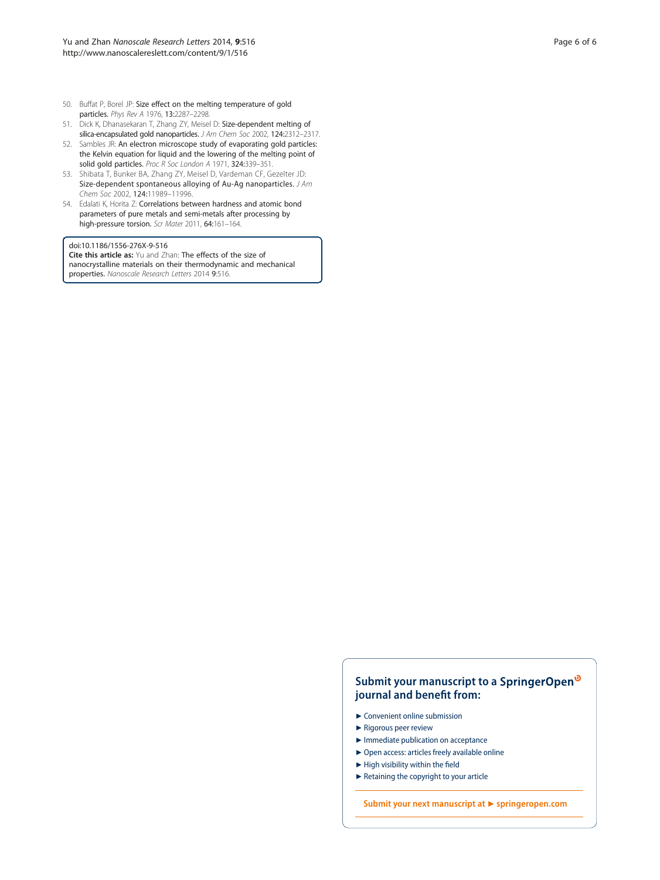50. Buffat P, Borel JP: Size effect on the melting temperature of gold particles. *Phys Rev A* 1976, **13**:2287–2298.
51. Dick K, Dhanasekaran T, Zhang ZY, Meisel D: Size-dependent melting of silica-encapsulated gold nanoparticles. *J Am Chem Soc* 2002, **124**:2312–2317.
52. Sambles JR: An electron microscope study of evaporating gold particles: the Kelvin equation for liquid and the lowering of the melting point of solid gold particles. *Proc R Soc London A* 1971, **324**:339–351.
53. Shibata T, Bunker BA, Zhang ZY, Meisel D, Vardeman CF, Gezelter JD: Size-dependent spontaneous alloying of Au-Ag nanoparticles. *J Am Chem Soc* 2002, **124**:11989–11996.
54. Edalati K, Horita Z: Correlations between hardness and atomic bond parameters of pure metals and semi-metals after processing by high-pressure torsion. *Scr Mater* 2011, **64**:161–164.

doi:10.1186/1556-276X-9-516

**Cite this article as:** Yu and Zhan: The effects of the size of nanocrystalline materials on their thermodynamic and mechanical properties. *Nanoscale Research Letters* 2014 **9**:516.

**Submit your manuscript to a SpringerOpen journal and benefit from:**

- ► Convenient online submission
- ► Rigorous peer review
- ► Immediate publication on acceptance
- ► Open access: articles freely available online
- ► High visibility within the field
- ► Retaining the copyright to your article

**Submit your next manuscript at ► springeropen.com**